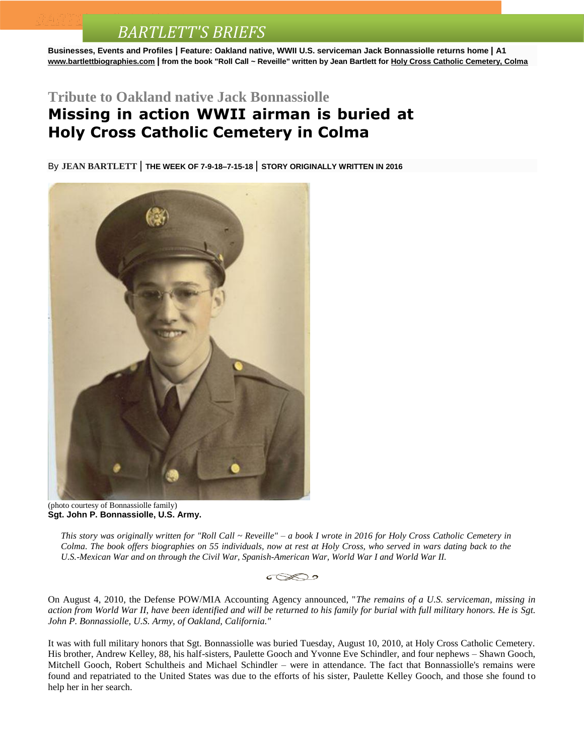# BARTLETT'S BRIEFS

**Businesses, Events and Profiles | Feature: Oakland native, WWII U.S. serviceman Jack Bonnassiolle returns home | A1**
**www.bartlettbiographies.com | from the book "Roll Call ~ Reveille" written by Jean Bartlett for Holy Cross Catholic Cemetery, Colma**

## Tribute to Oakland native Jack Bonnassiolle

# Missing in action WWII airman is buried at Holy Cross Catholic Cemetery in Colma

By **JEAN BARTLETT** | **THE WEEK OF 7-9-18–7-15-18** | **STORY ORIGINALLY WRITTEN IN 2016**

(photo courtesy of Bonnassiolle family)
**Sgt. John P. Bonnassiolle, U.S. Army.**

*This story was originally written for "Roll Call ~ Reveille" – a book I wrote in 2016 for Holy Cross Catholic Cemetery in Colma. The book offers biographies on 55 individuals, now at rest at Holy Cross, who served in wars dating back to the U.S.-Mexican War and on through the Civil War, Spanish-American War, World War I and World War II.*

On August 4, 2010, the Defense POW/MIA Accounting Agency announced, "*The remains of a U.S. serviceman, missing in action from World War II, have been identified and will be returned to his family for burial with full military honors. He is Sgt. John P. Bonnassiolle, U.S. Army, of Oakland, California."*

It was with full military honors that Sgt. Bonnassiolle was buried Tuesday, August 10, 2010, at Holy Cross Catholic Cemetery. His brother, Andrew Kelley, 88, his half-sisters, Paulette Gooch and Yvonne Eve Schindler, and four nephews – Shawn Gooch, Mitchell Gooch, Robert Schultheis and Michael Schindler – were in attendance. The fact that Bonnassiolle's remains were found and repatriated to the United States was due to the efforts of his sister, Paulette Kelley Gooch, and those she found to help her in her search.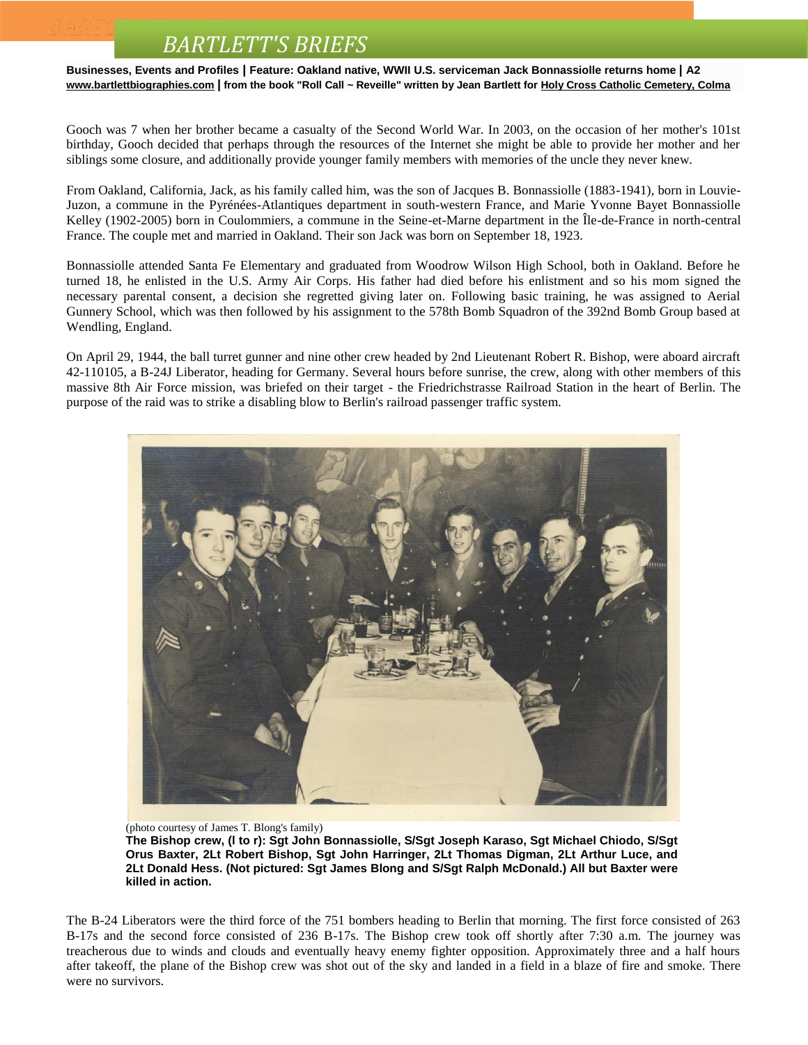Gooch was 7 when her brother became a casualty of the Second World War. In 2003, on the occasion of her mother's 101st birthday, Gooch decided that perhaps through the resources of the Internet she might be able to provide her mother and her siblings some closure, and additionally provide younger family members with memories of the uncle they never knew.

From Oakland, California, Jack, as his family called him, was the son of Jacques B. Bonnassiolle (1883-1941), born in Louvie-Juzon, a commune in the Pyrénées-Atlantiques department in south-western France, and Marie Yvonne Bayet Bonnassiolle Kelley (1902-2005) born in Coulommiers, a commune in the Seine-et-Marne department in the Île-de-France in north-central France. The couple met and married in Oakland. Their son Jack was born on September 18, 1923.

Bonnassiolle attended Santa Fe Elementary and graduated from Woodrow Wilson High School, both in Oakland. Before he turned 18, he enlisted in the U.S. Army Air Corps. His father had died before his enlistment and so his mom signed the necessary parental consent, a decision she regretted giving later on. Following basic training, he was assigned to Aerial Gunnery School, which was then followed by his assignment to the 578th Bomb Squadron of the 392nd Bomb Group based at Wendling, England.

On April 29, 1944, the ball turret gunner and nine other crew headed by 2nd Lieutenant Robert R. Bishop, were aboard aircraft 42-110105, a B-24J Liberator, heading for Germany. Several hours before sunrise, the crew, along with other members of this massive 8th Air Force mission, was briefed on their target - the Friedrichstrasse Railroad Station in the heart of Berlin. The purpose of the raid was to strike a disabling blow to Berlin's railroad passenger traffic system.

(photo courtesy of James T. Blong's family)

**The Bishop crew, (l to r): Sgt John Bonnassiolle, S/Sgt Joseph Karaso, Sgt Michael Chiodo, S/Sgt Orus Baxter, 2Lt Robert Bishop, Sgt John Harringer, 2Lt Thomas Digman, 2Lt Arthur Luce, and 2Lt Donald Hess. (Not pictured: Sgt James Blong and S/Sgt Ralph McDonald.) All but Baxter were killed in action.**

The B-24 Liberators were the third force of the 751 bombers heading to Berlin that morning. The first force consisted of 263 B-17s and the second force consisted of 236 B-17s. The Bishop crew took off shortly after 7:30 a.m. The journey was treacherous due to winds and clouds and eventually heavy enemy fighter opposition. Approximately three and a half hours after takeoff, the plane of the Bishop crew was shot out of the sky and landed in a field in a blaze of fire and smoke. There were no survivors.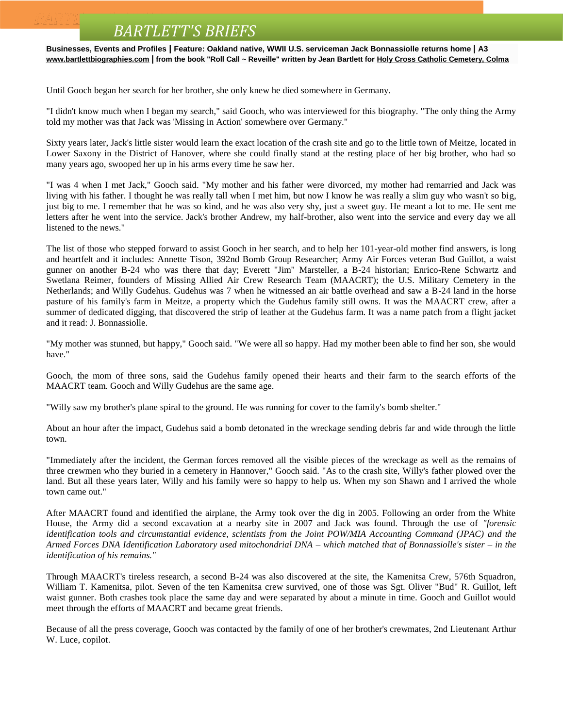Until Gooch began her search for her brother, she only knew he died somewhere in Germany.

"I didn't know much when I began my search," said Gooch, who was interviewed for this biography. "The only thing the Army told my mother was that Jack was 'Missing in Action' somewhere over Germany."

Sixty years later, Jack's little sister would learn the exact location of the crash site and go to the little town of Meitze, located in Lower Saxony in the District of Hanover, where she could finally stand at the resting place of her big brother, who had so many years ago, swooped her up in his arms every time he saw her.

"I was 4 when I met Jack," Gooch said. "My mother and his father were divorced, my mother had remarried and Jack was living with his father. I thought he was really tall when I met him, but now I know he was really a slim guy who wasn't so big, just big to me. I remember that he was so kind, and he was also very shy, just a sweet guy. He meant a lot to me. He sent me letters after he went into the service. Jack's brother Andrew, my half-brother, also went into the service and every day we all listened to the news."

The list of those who stepped forward to assist Gooch in her search, and to help her 101-year-old mother find answers, is long and heartfelt and it includes: Annette Tison, 392nd Bomb Group Researcher; Army Air Forces veteran Bud Guillot, a waist gunner on another B-24 who was there that day; Everett "Jim" Marsteller, a B-24 historian; Enrico-Rene Schwartz and Swetlana Reimer, founders of Missing Allied Air Crew Research Team (MAACRT); the U.S. Military Cemetery in the Netherlands; and Willy Gudehus. Gudehus was 7 when he witnessed an air battle overhead and saw a B-24 land in the horse pasture of his family's farm in Meitze, a property which the Gudehus family still owns. It was the MAACRT crew, after a summer of dedicated digging, that discovered the strip of leather at the Gudehus farm. It was a name patch from a flight jacket and it read: J. Bonnassiolle.

"My mother was stunned, but happy," Gooch said. "We were all so happy. Had my mother been able to find her son, she would have."

Gooch, the mom of three sons, said the Gudehus family opened their hearts and their farm to the search efforts of the MAACRT team. Gooch and Willy Gudehus are the same age.

"Willy saw my brother's plane spiral to the ground. He was running for cover to the family's bomb shelter."

About an hour after the impact, Gudehus said a bomb detonated in the wreckage sending debris far and wide through the little town.

"Immediately after the incident, the German forces removed all the visible pieces of the wreckage as well as the remains of three crewmen who they buried in a cemetery in Hannover," Gooch said. "As to the crash site, Willy's father plowed over the land. But all these years later, Willy and his family were so happy to help us. When my son Shawn and I arrived the whole town came out."

After MAACRT found and identified the airplane, the Army took over the dig in 2005. Following an order from the White House, the Army did a second excavation at a nearby site in 2007 and Jack was found. Through the use of *"forensic identification tools and circumstantial evidence, scientists from the Joint POW/MIA Accounting Command (JPAC) and the Armed Forces DNA Identification Laboratory used mitochondrial DNA – which matched that of Bonnassiolle's sister – in the identification of his remains."*

Through MAACRT's tireless research, a second B-24 was also discovered at the site, the Kamenitsa Crew, 576th Squadron, William T. Kamenitsa, pilot. Seven of the ten Kamenitsa crew survived, one of those was Sgt. Oliver "Bud" R. Guillot, left waist gunner. Both crashes took place the same day and were separated by about a minute in time. Gooch and Guillot would meet through the efforts of MAACRT and became great friends.

Because of all the press coverage, Gooch was contacted by the family of one of her brother's crewmates, 2nd Lieutenant Arthur W. Luce, copilot.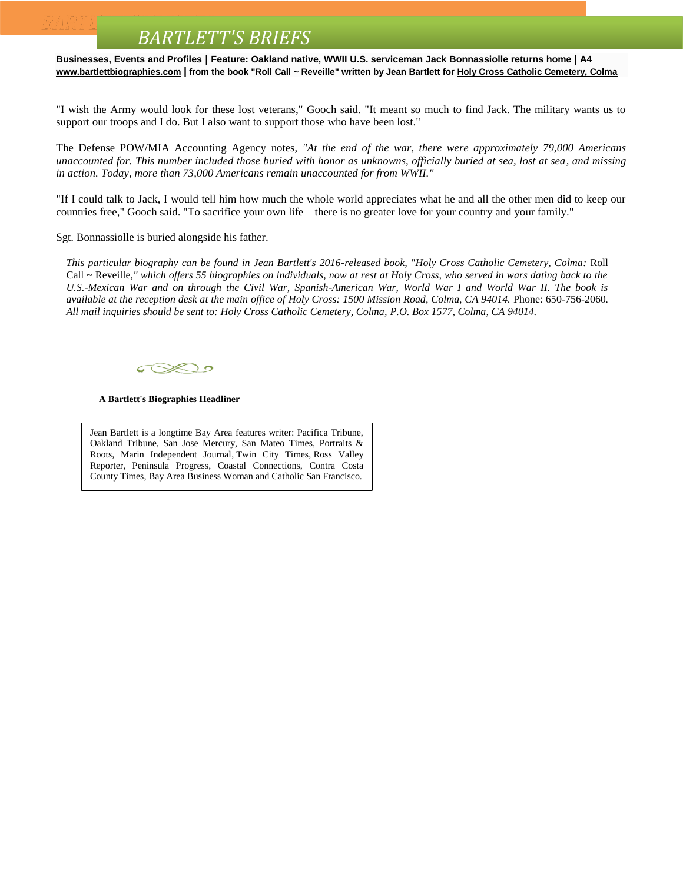"I wish the Army would look for these lost veterans," Gooch said. "It meant so much to find Jack. The military wants us to support our troops and I do. But I also want to support those who have been lost."

The Defense POW/MIA Accounting Agency notes, *"At the end of the war, there were approximately 79,000 Americans unaccounted for. This number included those buried with honor as unknowns, officially buried at sea, lost at sea, and missing in action. Today, more than 73,000 Americans remain unaccounted for from WWII."*

"If I could talk to Jack, I would tell him how much the whole world appreciates what he and all the other men did to keep our countries free," Gooch said. "To sacrifice your own life – there is no greater love for your country and your family."

Sgt. Bonnassiolle is buried alongside his father.

*This particular biography can be found in Jean Bartlett's 2016-released book, "Holy Cross Catholic Cemetery, Colma:* Roll Call ~ Reveille,*" which offers 55 biographies on individuals, now at rest at Holy Cross, who served in wars dating back to the U.S.-Mexican War and on through the Civil War, Spanish-American War, World War I and World War II. The book is available at the reception desk at the main office of Holy Cross: 1500 Mission Road, Colma, CA 94014.* Phone: 650-756-2060. *All mail inquiries should be sent to: Holy Cross Catholic Cemetery, Colma, P.O. Box 1577, Colma, CA 94014.*

**A Bartlett's Biographies Headliner**

Jean Bartlett is a longtime Bay Area features writer: Pacifica Tribune, Oakland Tribune, San Jose Mercury, San Mateo Times, Portraits & Roots, Marin Independent Journal, Twin City Times, Ross Valley Reporter, Peninsula Progress, Coastal Connections, Contra Costa County Times, Bay Area Business Woman and Catholic San Francisco.